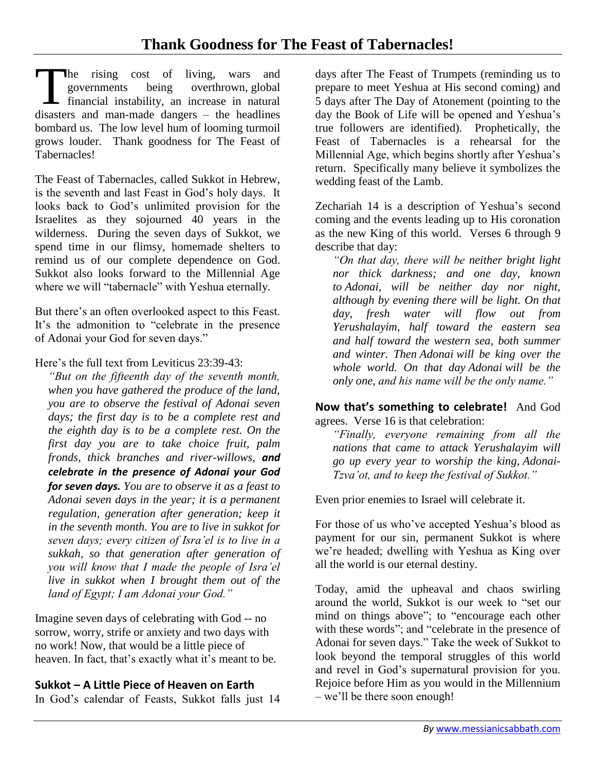# Thank Goodness for The Feast of Tabernacles!

The rising cost of living, wars and governments being overthrown, global financial instability, an increase in natural disasters and man-made dangers – the headlines bombard us. The low level hum of looming turmoil grows louder. Thank goodness for The Feast of Tabernacles!

The Feast of Tabernacles, called Sukkot in Hebrew, is the seventh and last Feast in God's holy days. It looks back to God's unlimited provision for the Israelites as they sojourned 40 years in the wilderness. During the seven days of Sukkot, we spend time in our flimsy, homemade shelters to remind us of our complete dependence on God. Sukkot also looks forward to the Millennial Age where we will "tabernacle" with Yeshua eternally.

But there's an often overlooked aspect to this Feast. It's the admonition to "celebrate in the presence of Adonai your God for seven days."

Here's the full text from Leviticus 23:39-43:

> *"But on the fifteenth day of the seventh month, when you have gathered the produce of the land, you are to observe the festival of Adonai seven days; the first day is to be a complete rest and the eighth day is to be a complete rest. On the first day you are to take choice fruit, palm fronds, thick branches and river-willows,* ***and celebrate in the presence of Adonai your God for seven days.*** *You are to observe it as a feast to Adonai seven days in the year; it is a permanent regulation, generation after generation; keep it in the seventh month. You are to live in sukkot for seven days; every citizen of Isra'el is to live in a sukkah, so that generation after generation of you will know that I made the people of Isra'el live in sukkot when I brought them out of the land of Egypt; I am Adonai your God."*

Imagine seven days of celebrating with God -- no sorrow, worry, strife or anxiety and two days with no work! Now, that would be a little piece of heaven. In fact, that's exactly what it's meant to be.

### Sukkot – A Little Piece of Heaven on Earth

In God's calendar of Feasts, Sukkot falls just 14 days after The Feast of Trumpets (reminding us to prepare to meet Yeshua at His second coming) and 5 days after The Day of Atonement (pointing to the day the Book of Life will be opened and Yeshua's true followers are identified). Prophetically, the Feast of Tabernacles is a rehearsal for the Millennial Age, which begins shortly after Yeshua's return. Specifically many believe it symbolizes the wedding feast of the Lamb.

Zechariah 14 is a description of Yeshua's second coming and the events leading up to His coronation as the new King of this world. Verses 6 through 9 describe that day:

> *"On that day, there will be neither bright light nor thick darkness; and one day, known to Adonai, will be neither day nor night, although by evening there will be light. On that day, fresh water will flow out from Yerushalayim, half toward the eastern sea and half toward the western sea, both summer and winter. Then Adonai will be king over the whole world. On that day Adonai will be the only one, and his name will be the only name."*

**Now that's something to celebrate!** And God agrees. Verse 16 is that celebration:

> *"Finally, everyone remaining from all the nations that came to attack Yerushalayim will go up every year to worship the king, Adonai-Tzva'ot, and to keep the festival of Sukkot."*

Even prior enemies to Israel will celebrate it.

For those of us who've accepted Yeshua's blood as payment for our sin, permanent Sukkot is where we're headed; dwelling with Yeshua as King over all the world is our eternal destiny.

Today, amid the upheaval and chaos swirling around the world, Sukkot is our week to "set our mind on things above"; to "encourage each other with these words"; and "celebrate in the presence of Adonai for seven days." Take the week of Sukkot to look beyond the temporal struggles of this world and revel in God's supernatural provision for you. Rejoice before Him as you would in the Millennium – we'll be there soon enough!

*By* www.messianicsabbath.com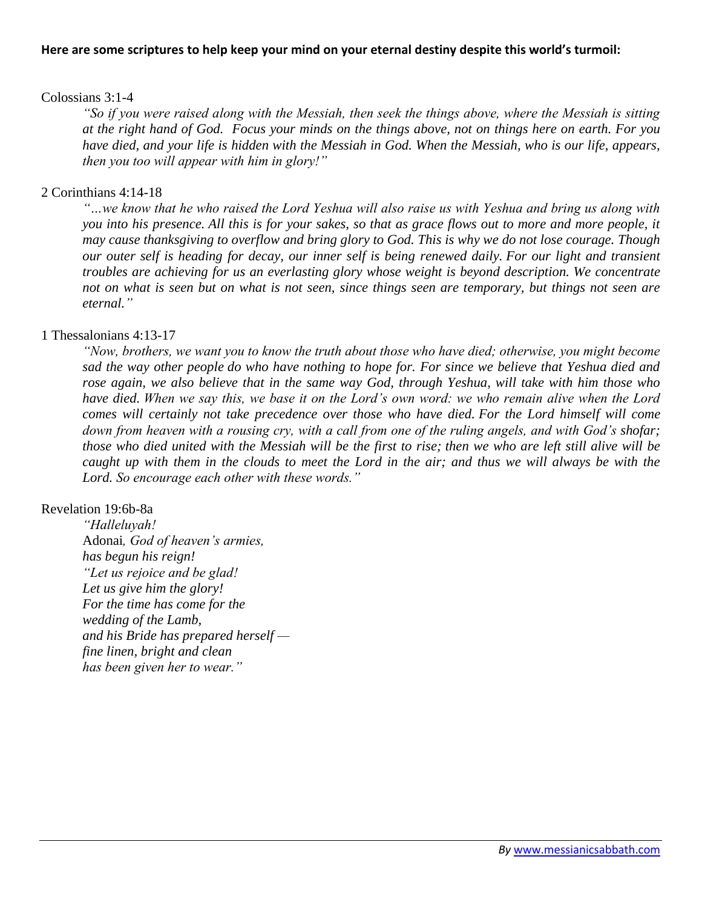**Here are some scriptures to help keep your mind on your eternal destiny despite this world's turmoil:**

Colossians 3:1-4

*"So if you were raised along with the Messiah, then seek the things above, where the Messiah is sitting at the right hand of God. Focus your minds on the things above, not on things here on earth. For you have died, and your life is hidden with the Messiah in God. When the Messiah, who is our life, appears, then you too will appear with him in glory!"*

2 Corinthians 4:14-18

*"…we know that he who raised the Lord Yeshua will also raise us with Yeshua and bring us along with you into his presence. All this is for your sakes, so that as grace flows out to more and more people, it may cause thanksgiving to overflow and bring glory to God. This is why we do not lose courage. Though our outer self is heading for decay, our inner self is being renewed daily. For our light and transient troubles are achieving for us an everlasting glory whose weight is beyond description. We concentrate not on what is seen but on what is not seen, since things seen are temporary, but things not seen are eternal."*

1 Thessalonians 4:13-17

*"Now, brothers, we want you to know the truth about those who have died; otherwise, you might become sad the way other people do who have nothing to hope for. For since we believe that Yeshua died and rose again, we also believe that in the same way God, through Yeshua, will take with him those who have died. When we say this, we base it on the Lord's own word: we who remain alive when the Lord comes will certainly not take precedence over those who have died. For the Lord himself will come down from heaven with a rousing cry, with a call from one of the ruling angels, and with God's shofar; those who died united with the Messiah will be the first to rise; then we who are left still alive will be caught up with them in the clouds to meet the Lord in the air; and thus we will always be with the Lord. So encourage each other with these words."*

Revelation 19:6b-8a

*"Halleluyah!*
Adonai*, God of heaven's armies,*
*has begun his reign!*
*"Let us rejoice and be glad!*
*Let us give him the glory!*
*For the time has come for the*
*wedding of the Lamb,*
*and his Bride has prepared herself —*
*fine linen, bright and clean*
*has been given her to wear."*

*By* www.messianicsabbath.com